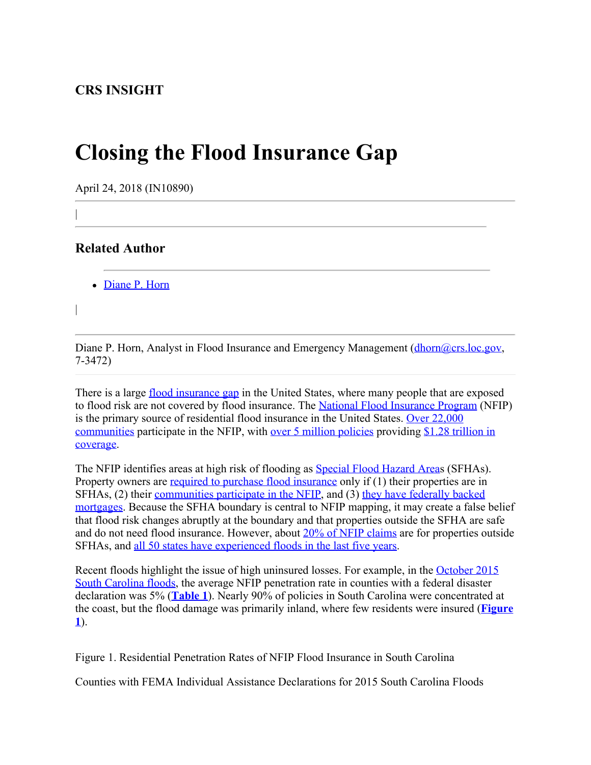**CRS INSIGHT**

# Closing the Flood Insurance Gap

April 24, 2018 (IN10890)

## Related Author

- Diane P. Horn

Diane P. Horn, Analyst in Flood Insurance and Emergency Management (dhorn@crs.loc.gov, 7-3472)

There is a large flood insurance gap in the United States, where many people that are exposed to flood risk are not covered by flood insurance. The National Flood Insurance Program (NFIP) is the primary source of residential flood insurance in the United States. Over 22,000 communities participate in the NFIP, with over 5 million policies providing $1.28 trillion in coverage.

The NFIP identifies areas at high risk of flooding as Special Flood Hazard Areas (SFHAs). Property owners are required to purchase flood insurance only if (1) their properties are in SFHAs, (2) their communities participate in the NFIP, and (3) they have federally backed mortgages. Because the SFHA boundary is central to NFIP mapping, it may create a false belief that flood risk changes abruptly at the boundary and that properties outside the SFHA are safe and do not need flood insurance. However, about 20% of NFIP claims are for properties outside SFHAs, and all 50 states have experienced floods in the last five years.

Recent floods highlight the issue of high uninsured losses. For example, in the October 2015 South Carolina floods, the average NFIP penetration rate in counties with a federal disaster declaration was 5% (**Table 1**). Nearly 90% of policies in South Carolina were concentrated at the coast, but the flood damage was primarily inland, where few residents were insured (**Figure 1**).

Figure 1. Residential Penetration Rates of NFIP Flood Insurance in South Carolina

Counties with FEMA Individual Assistance Declarations for 2015 South Carolina Floods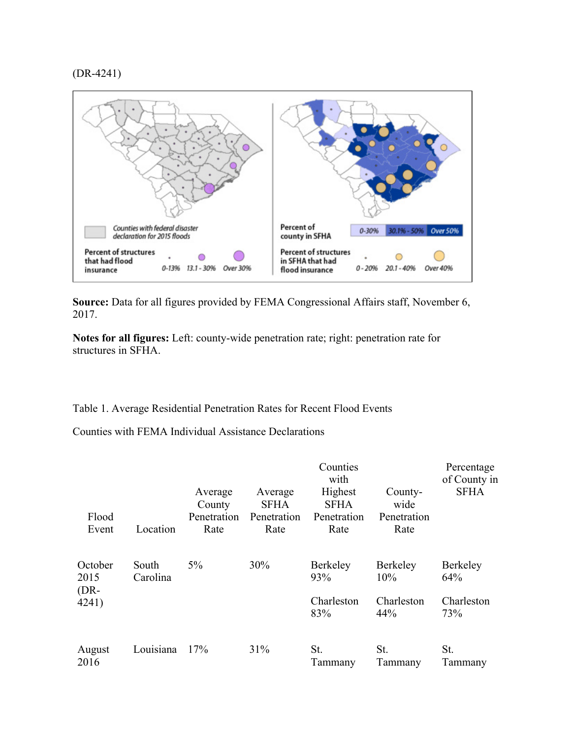(DR-4241)

Counties with federal disaster declaration for 2015 floods

Percent of structures that had flood insurance: 0-13% | 13.1 - 30% | Over 30%

Percent of county in SFHA: 0-30% | 30.1% - 50% | Over 50%

Percent of structures in SFHA that had flood insurance: 0 - 20% | 20.1 - 40% | Over 40%

**Source:** Data for all figures provided by FEMA Congressional Affairs staff, November 6, 2017.

**Notes for all figures:** Left: county-wide penetration rate; right: penetration rate for structures in SFHA.

Table 1. Average Residential Penetration Rates for Recent Flood Events

Counties with FEMA Individual Assistance Declarations

| Flood Event | Location | Average County Penetration Rate | Average SFHA Penetration Rate | Counties with Highest SFHA Penetration Rate | County-wide Penetration Rate | Percentage of County in SFHA |
|---|---|---|---|---|---|---|
| October 2015 (DR-4241) | South Carolina | 5% | 30% | Berkeley 93% | Berkeley 10% | Berkeley 64% |
| | | | | Charleston 83% | Charleston 44% | Charleston 73% |
| August 2016 | Louisiana | 17% | 31% | St. Tammany | St. Tammany | St. Tammany |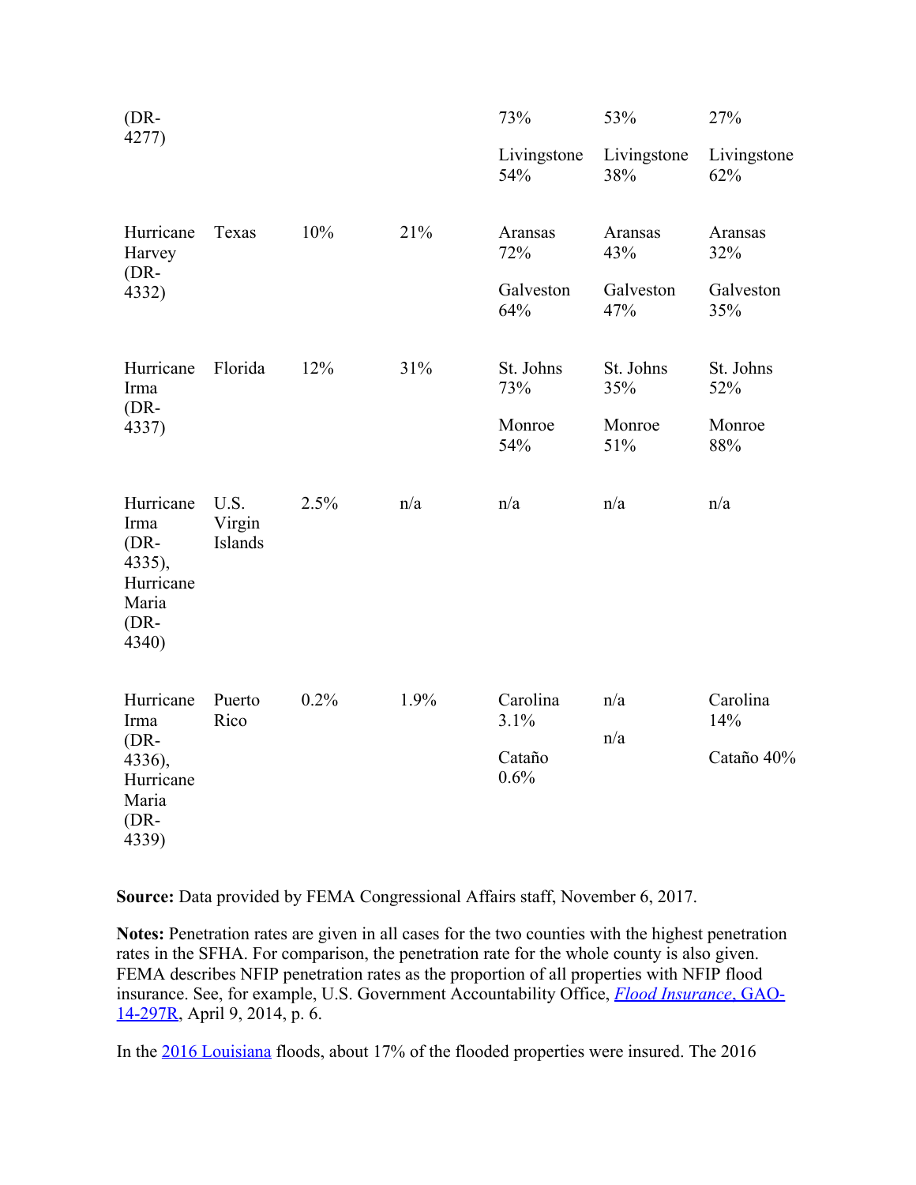| | | | | | | |
|---|---|---|---|---|---|---|
| (DR-4277) | | | | 73%<br><br>Livingstone 54% | 53%<br><br>Livingstone 38% | 27%<br><br>Livingstone 62% |
| Hurricane Harvey (DR-4332) | Texas | 10% | 21% | Aransas 72%<br><br>Galveston 64% | Aransas 43%<br><br>Galveston 47% | Aransas 32%<br><br>Galveston 35% |
| Hurricane Irma (DR-4337) | Florida | 12% | 31% | St. Johns 73%<br><br>Monroe 54% | St. Johns 35%<br><br>Monroe 51% | St. Johns 52%<br><br>Monroe 88% |
| Hurricane Irma (DR-4335), Hurricane Maria (DR-4340) | U.S. Virgin Islands | 2.5% | n/a | n/a | n/a | n/a |
| Hurricane Irma (DR-4336), Hurricane Maria (DR-4339) | Puerto Rico | 0.2% | 1.9% | Carolina 3.1%<br><br>Cataño 0.6% | n/a<br><br>n/a | Carolina 14%<br><br>Cataño 40% |

**Source:** Data provided by FEMA Congressional Affairs staff, November 6, 2017.

**Notes:** Penetration rates are given in all cases for the two counties with the highest penetration rates in the SFHA. For comparison, the penetration rate for the whole county is also given. FEMA describes NFIP penetration rates as the proportion of all properties with NFIP flood insurance. See, for example, U.S. Government Accountability Office, *Flood Insurance*, GAO-14-297R, April 9, 2014, p. 6.

In the 2016 Louisiana floods, about 17% of the flooded properties were insured. The 2016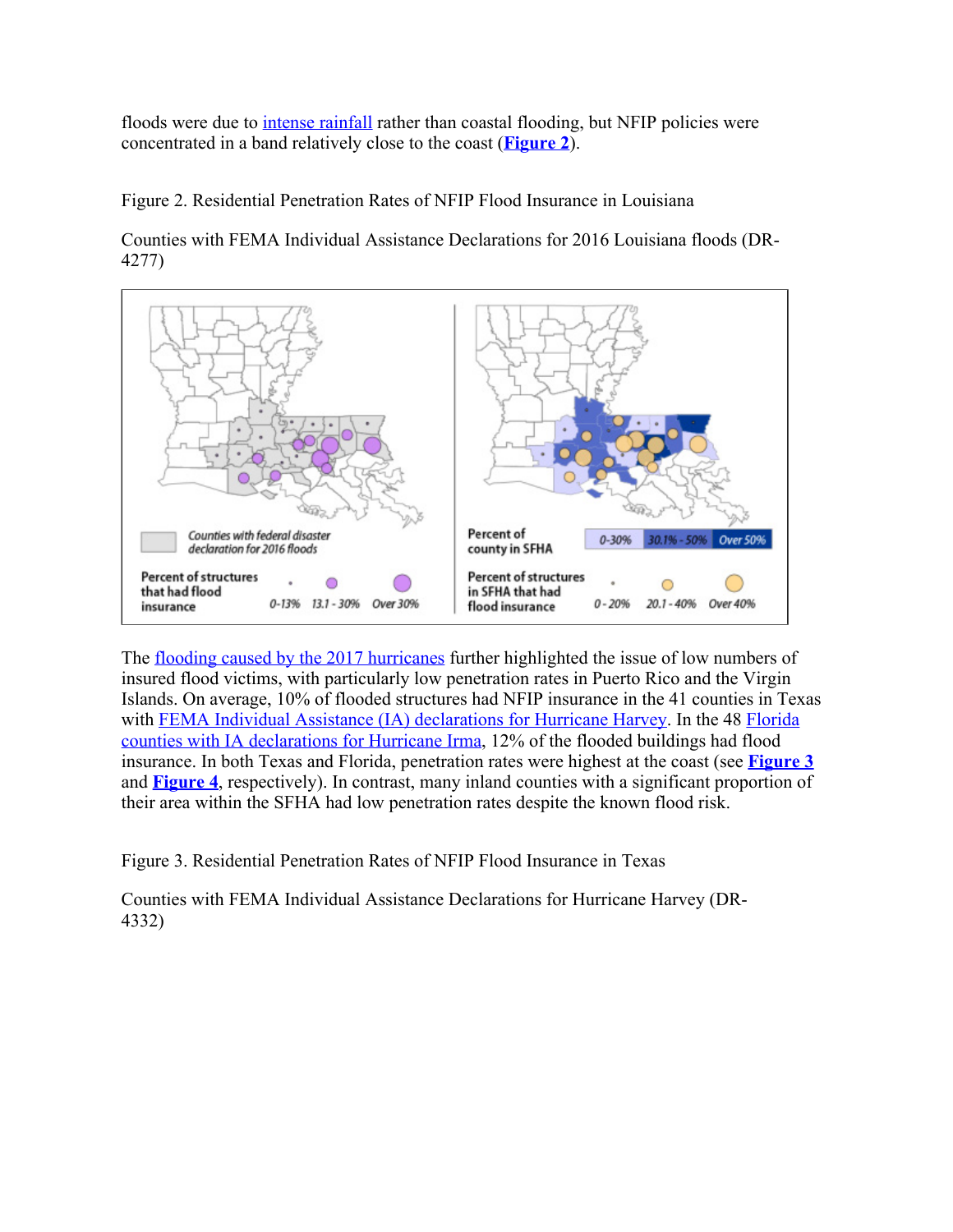floods were due to intense rainfall rather than coastal flooding, but NFIP policies were concentrated in a band relatively close to the coast (**Figure 2**).

Figure 2. Residential Penetration Rates of NFIP Flood Insurance in Louisiana

Counties with FEMA Individual Assistance Declarations for 2016 Louisiana floods (DR-4277)

The flooding caused by the 2017 hurricanes further highlighted the issue of low numbers of insured flood victims, with particularly low penetration rates in Puerto Rico and the Virgin Islands. On average, 10% of flooded structures had NFIP insurance in the 41 counties in Texas with FEMA Individual Assistance (IA) declarations for Hurricane Harvey. In the 48 Florida counties with IA declarations for Hurricane Irma, 12% of the flooded buildings had flood insurance. In both Texas and Florida, penetration rates were highest at the coast (see **Figure 3** and **Figure 4**, respectively). In contrast, many inland counties with a significant proportion of their area within the SFHA had low penetration rates despite the known flood risk.

Figure 3. Residential Penetration Rates of NFIP Flood Insurance in Texas

Counties with FEMA Individual Assistance Declarations for Hurricane Harvey (DR-4332)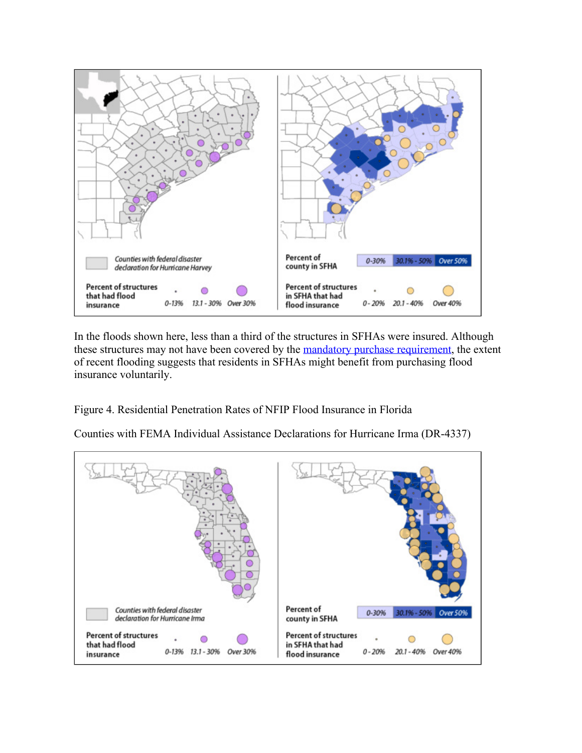In the floods shown here, less than a third of the structures in SFHAs were insured. Although these structures may not have been covered by the [mandatory purchase requirement](), the extent of recent flooding suggests that residents in SFHAs might benefit from purchasing flood insurance voluntarily.

Figure 4. Residential Penetration Rates of NFIP Flood Insurance in Florida

Counties with FEMA Individual Assistance Declarations for Hurricane Irma (DR-4337)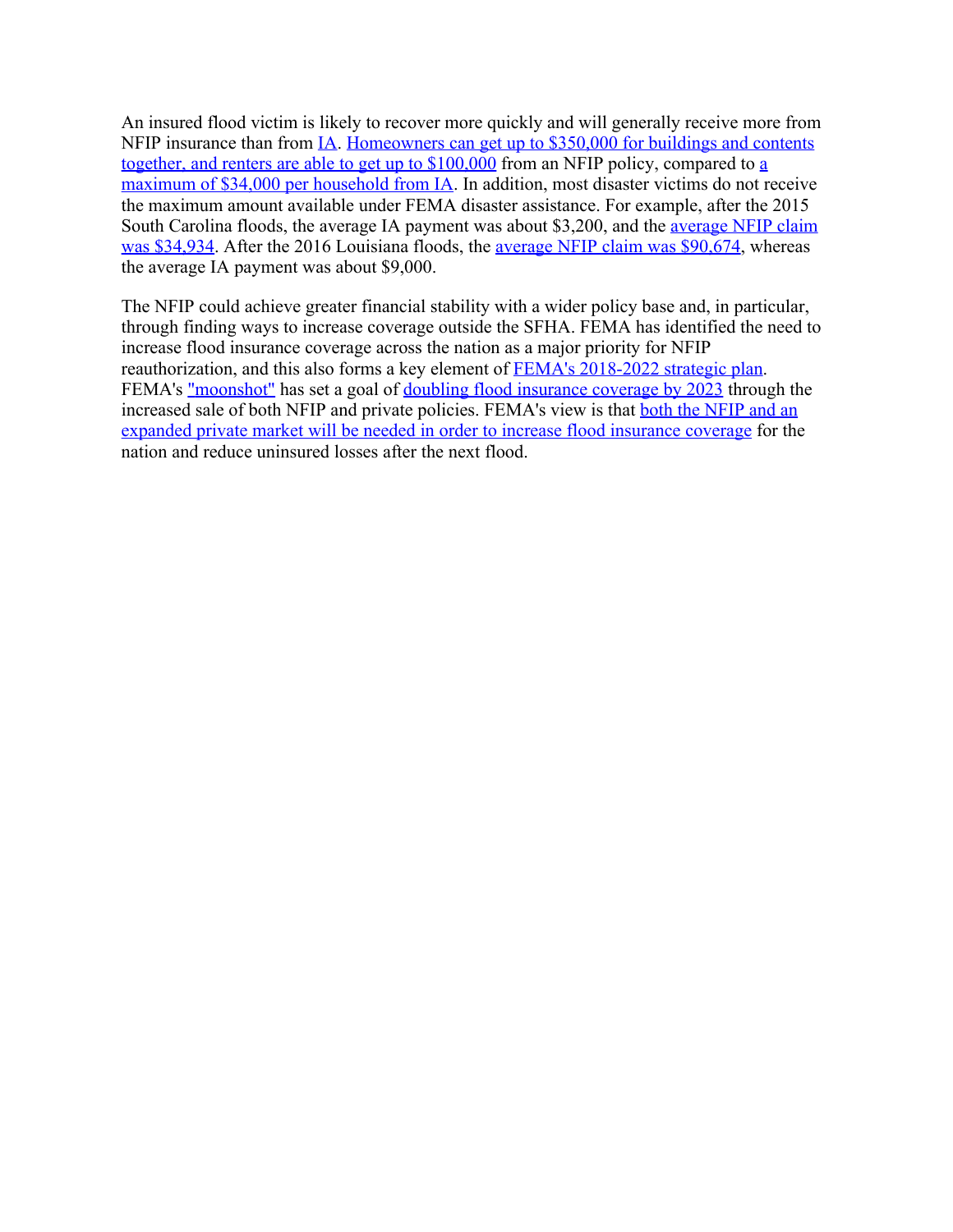An insured flood victim is likely to recover more quickly and will generally receive more from NFIP insurance than from IA. Homeowners can get up to $350,000 for buildings and contents together, and renters are able to get up to $100,000 from an NFIP policy, compared to a maximum of $34,000 per household from IA. In addition, most disaster victims do not receive the maximum amount available under FEMA disaster assistance. For example, after the 2015 South Carolina floods, the average IA payment was about $3,200, and the average NFIP claim was $34,934. After the 2016 Louisiana floods, the average NFIP claim was $90,674, whereas the average IA payment was about $9,000.

The NFIP could achieve greater financial stability with a wider policy base and, in particular, through finding ways to increase coverage outside the SFHA. FEMA has identified the need to increase flood insurance coverage across the nation as a major priority for NFIP reauthorization, and this also forms a key element of FEMA's 2018-2022 strategic plan. FEMA's "moonshot" has set a goal of doubling flood insurance coverage by 2023 through the increased sale of both NFIP and private policies. FEMA's view is that both the NFIP and an expanded private market will be needed in order to increase flood insurance coverage for the nation and reduce uninsured losses after the next flood.